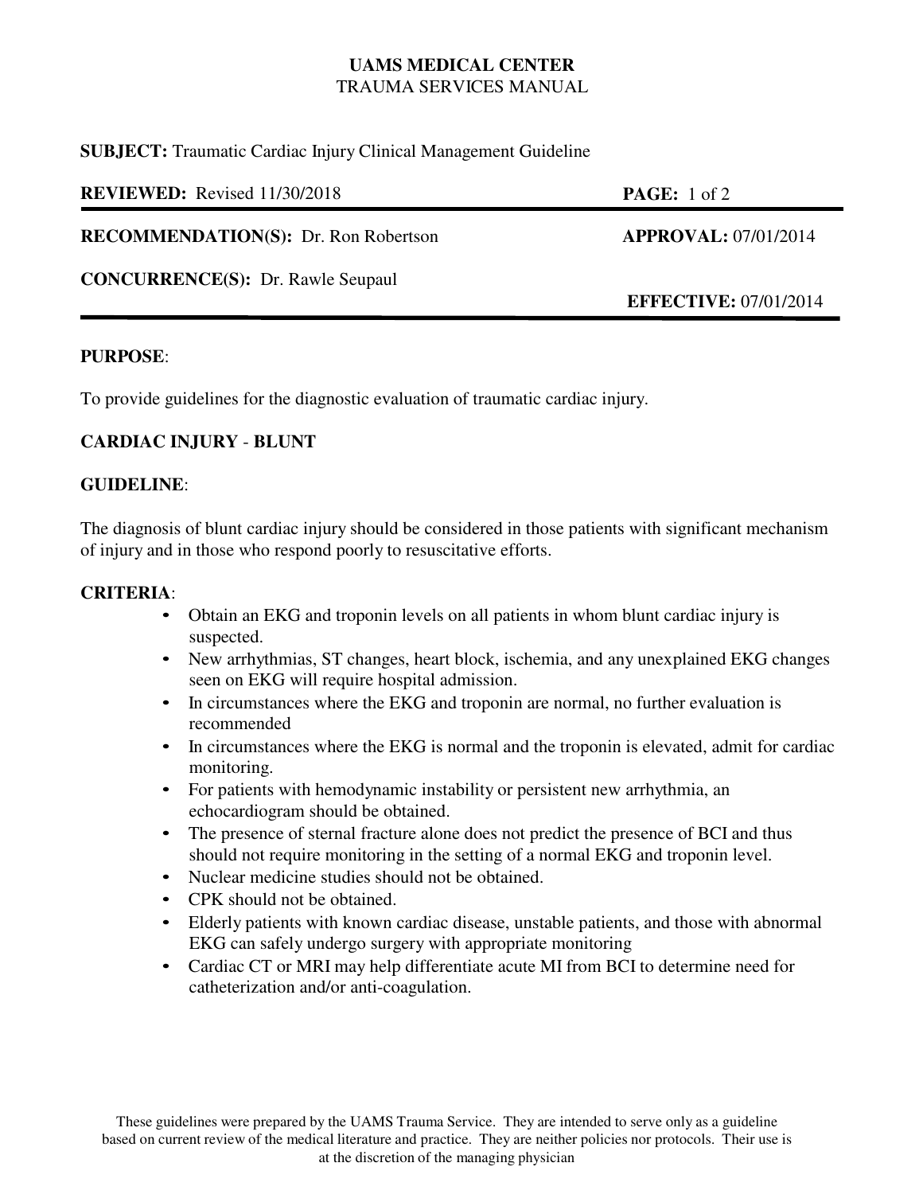**UAMS MEDICAL CENTER**
TRAUMA SERVICES MANUAL

**SUBJECT:** Traumatic Cardiac Injury Clinical Management Guideline

**REVIEWED:** Revised 11/30/2018

**RECOMMENDATION(S):** Dr. Ron Robertson

**APPROVAL:** 07/01/2014

**CONCURRENCE(S):** Dr. Rawle Seupaul

**EFFECTIVE:** 07/01/2014

---

**PURPOSE**:

To provide guidelines for the diagnostic evaluation of traumatic cardiac injury.

**CARDIAC INJURY** - **BLUNT**

**GUIDELINE**:

The diagnosis of blunt cardiac injury should be considered in those patients with significant mechanism of injury and in those who respond poorly to resuscitative efforts.

**CRITERIA**:

- Obtain an EKG and troponin levels on all patients in whom blunt cardiac injury is suspected.
- New arrhythmias, ST changes, heart block, ischemia, and any unexplained EKG changes seen on EKG will require hospital admission.
- In circumstances where the EKG and troponin are normal, no further evaluation is recommended
- In circumstances where the EKG is normal and the troponin is elevated, admit for cardiac monitoring.
- For patients with hemodynamic instability or persistent new arrhythmia, an echocardiogram should be obtained.
- The presence of sternal fracture alone does not predict the presence of BCI and thus should not require monitoring in the setting of a normal EKG and troponin level.
- Nuclear medicine studies should not be obtained.
- CPK should not be obtained.
- Elderly patients with known cardiac disease, unstable patients, and those with abnormal EKG can safely undergo surgery with appropriate monitoring
- Cardiac CT or MRI may help differentiate acute MI from BCI to determine need for catheterization and/or anti-coagulation.

These guidelines were prepared by the UAMS Trauma Service. They are intended to serve only as a guideline based on current review of the medical literature and practice. They are neither policies nor protocols. Their use is at the discretion of the managing physician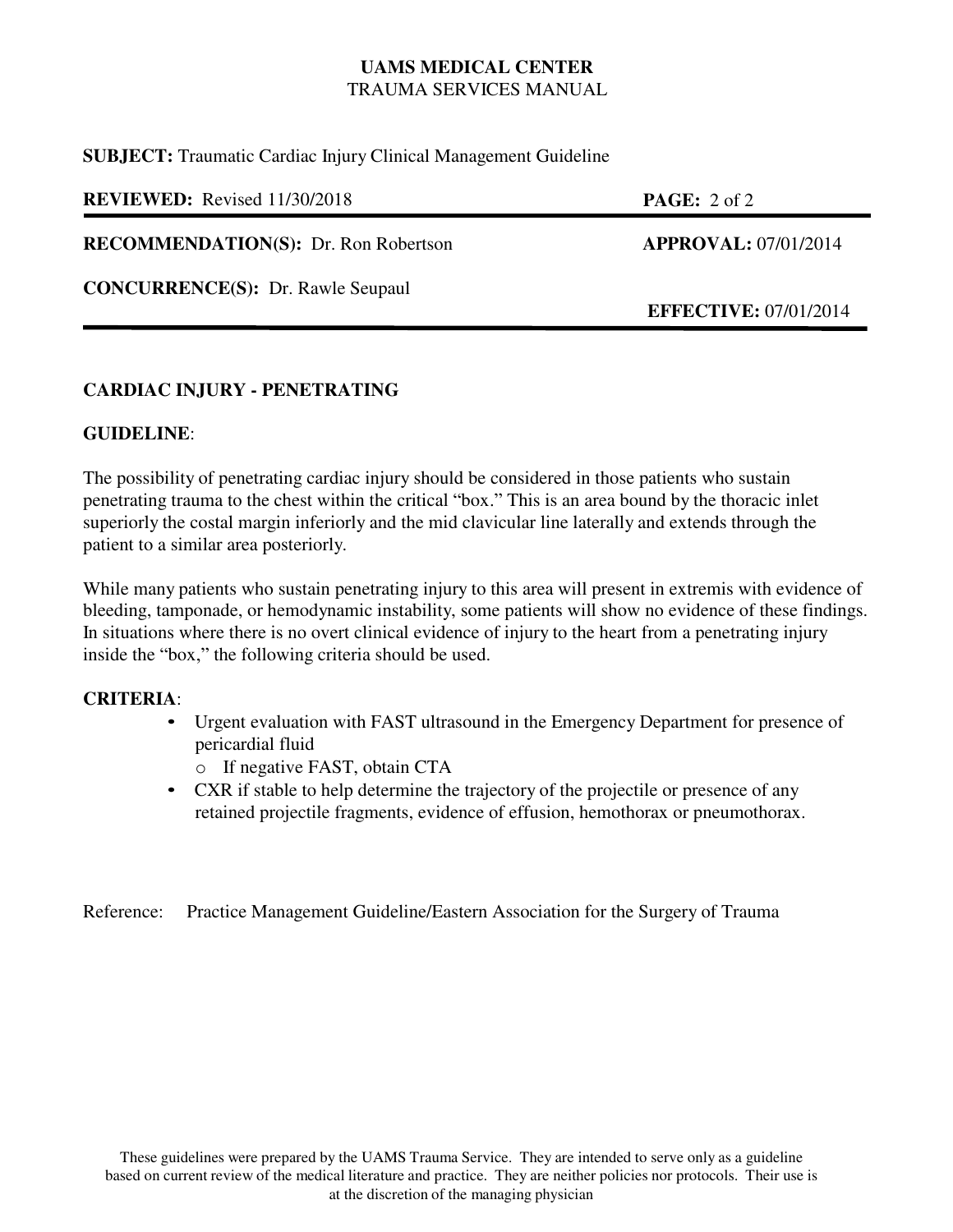## CARDIAC INJURY - PENETRATING

**GUIDELINE**:

The possibility of penetrating cardiac injury should be considered in those patients who sustain penetrating trauma to the chest within the critical "box." This is an area bound by the thoracic inlet superiorly the costal margin inferiorly and the mid clavicular line laterally and extends through the patient to a similar area posteriorly.

While many patients who sustain penetrating injury to this area will present in extremis with evidence of bleeding, tamponade, or hemodynamic instability, some patients will show no evidence of these findings. In situations where there is no overt clinical evidence of injury to the heart from a penetrating injury inside the "box," the following criteria should be used.

**CRITERIA**:

- Urgent evaluation with FAST ultrasound in the Emergency Department for presence of pericardial fluid
  - If negative FAST, obtain CTA
- CXR if stable to help determine the trajectory of the projectile or presence of any retained projectile fragments, evidence of effusion, hemothorax or pneumothorax.

Reference: Practice Management Guideline/Eastern Association for the Surgery of Trauma

These guidelines were prepared by the UAMS Trauma Service. They are intended to serve only as a guideline based on current review of the medical literature and practice. They are neither policies nor protocols. Their use is at the discretion of the managing physician